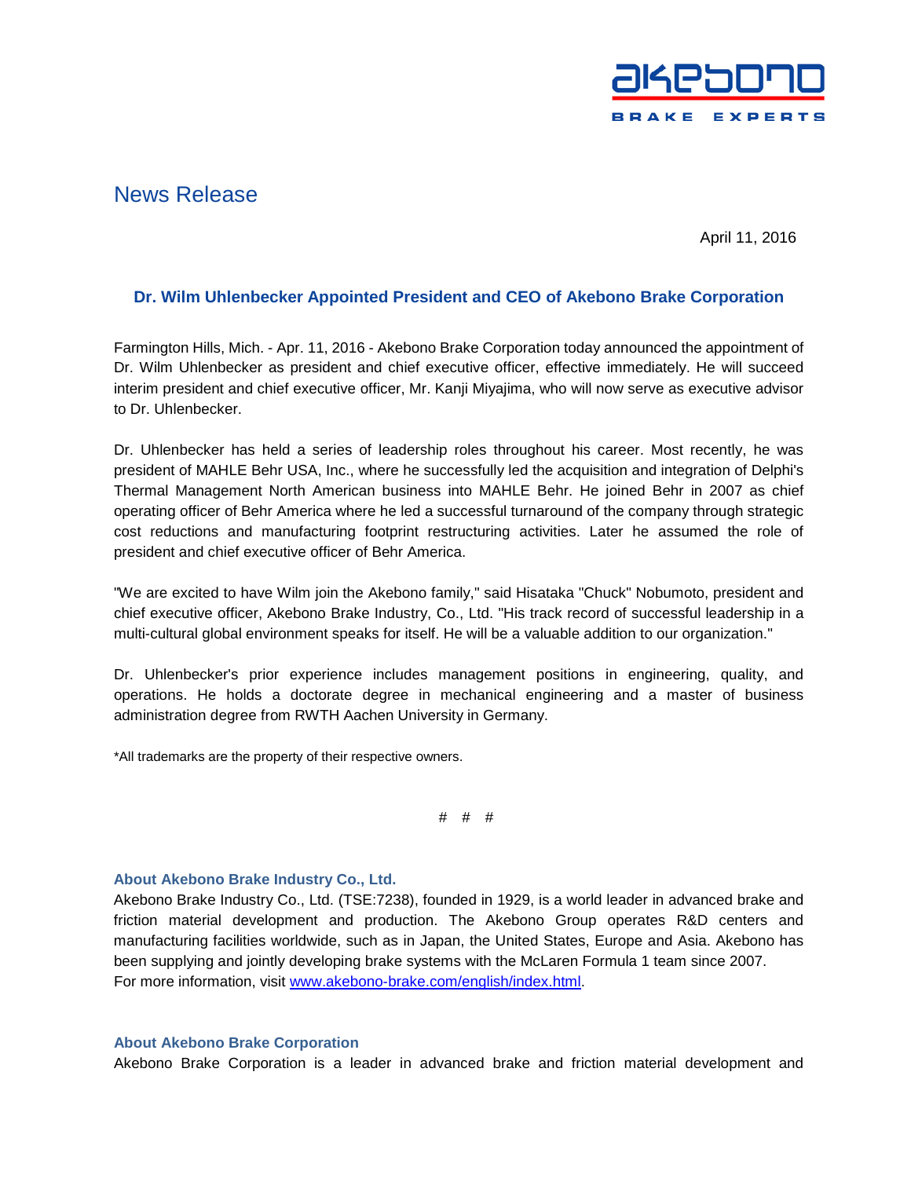# News Release

April 11, 2016

## Dr. Wilm Uhlenbecker Appointed President and CEO of Akebono Brake Corporation

Farmington Hills, Mich. - Apr. 11, 2016 - Akebono Brake Corporation today announced the appointment of Dr. Wilm Uhlenbecker as president and chief executive officer, effective immediately. He will succeed interim president and chief executive officer, Mr. Kanji Miyajima, who will now serve as executive advisor to Dr. Uhlenbecker.

Dr. Uhlenbecker has held a series of leadership roles throughout his career. Most recently, he was president of MAHLE Behr USA, Inc., where he successfully led the acquisition and integration of Delphi's Thermal Management North American business into MAHLE Behr. He joined Behr in 2007 as chief operating officer of Behr America where he led a successful turnaround of the company through strategic cost reductions and manufacturing footprint restructuring activities. Later he assumed the role of president and chief executive officer of Behr America.

"We are excited to have Wilm join the Akebono family," said Hisataka "Chuck" Nobumoto, president and chief executive officer, Akebono Brake Industry, Co., Ltd. "His track record of successful leadership in a multi-cultural global environment speaks for itself. He will be a valuable addition to our organization."

Dr. Uhlenbecker's prior experience includes management positions in engineering, quality, and operations. He holds a doctorate degree in mechanical engineering and a master of business administration degree from RWTH Aachen University in Germany.

*All trademarks are the property of their respective owners.

# # #

### About Akebono Brake Industry Co., Ltd.

Akebono Brake Industry Co., Ltd. (TSE:7238), founded in 1929, is a world leader in advanced brake and friction material development and production. The Akebono Group operates R&D centers and manufacturing facilities worldwide, such as in Japan, the United States, Europe and Asia. Akebono has been supplying and jointly developing brake systems with the McLaren Formula 1 team since 2007.
For more information, visit [www.akebono-brake.com/english/index.html](www.akebono-brake.com/english/index.html).

### About Akebono Brake Corporation

Akebono Brake Corporation is a leader in advanced brake and friction material development and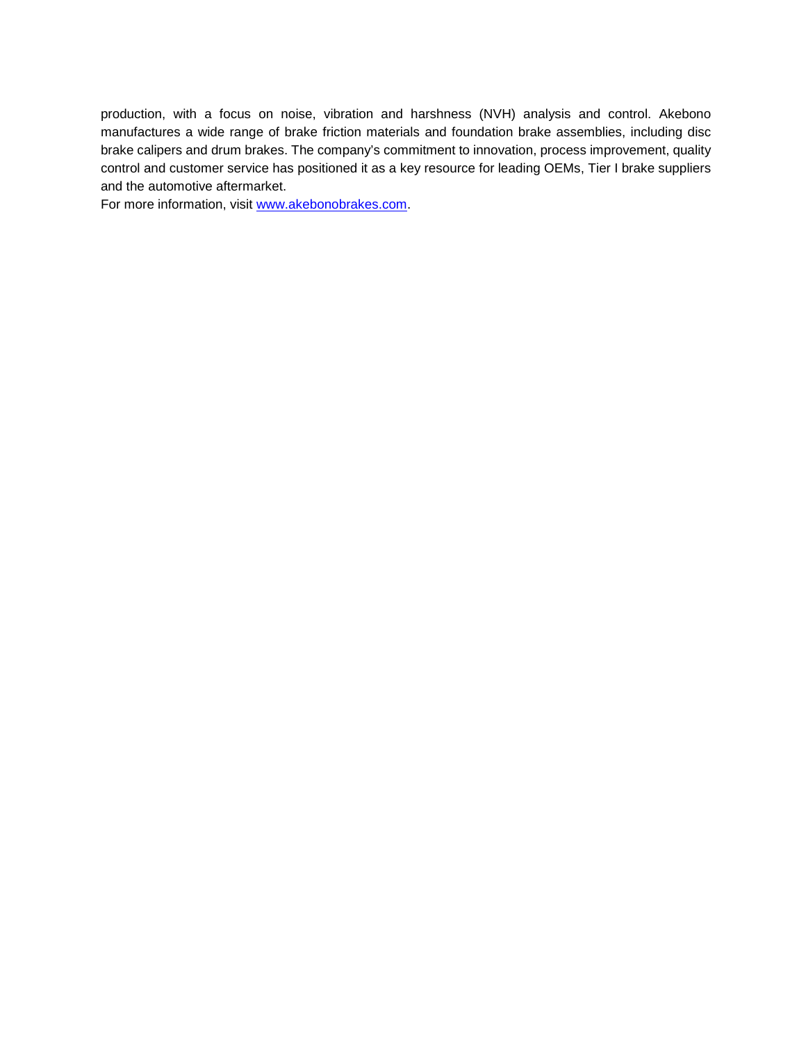production, with a focus on noise, vibration and harshness (NVH) analysis and control. Akebono manufactures a wide range of brake friction materials and foundation brake assemblies, including disc brake calipers and drum brakes. The company's commitment to innovation, process improvement, quality control and customer service has positioned it as a key resource for leading OEMs, Tier I brake suppliers and the automotive aftermarket.

For more information, visit [www.akebonobrakes.com](http://www.akebonobrakes.com).